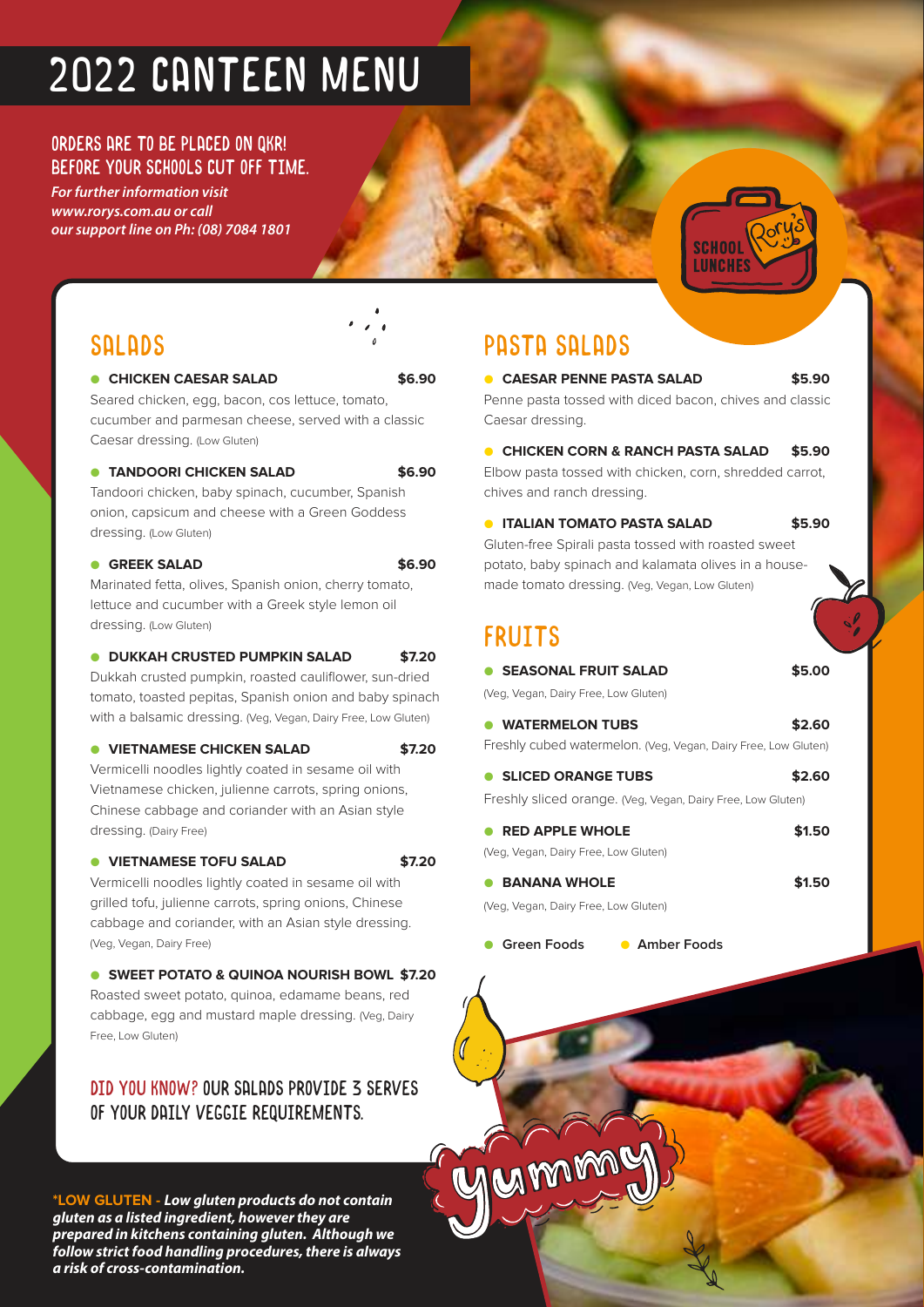# 2022 CANTEEN MENU

## ORDERS ARE TO BE PLACED ON QKR! BEFORE YOUR SCHOOLS CUT OFF TIME.

*For further information visit www.rorys.com.au or call our support line on Ph: (08) 7084 1801*

SCHOOL LUNCHES Rory's

## SALADS

- **CHICKEN CAESAR SALAD** **$6.90**
  Seared chicken, egg, bacon, cos lettuce, tomato, cucumber and parmesan cheese, served with a classic Caesar dressing. (Low Gluten)

- **TANDOORI CHICKEN SALAD** **$6.90**
  Tandoori chicken, baby spinach, cucumber, Spanish onion, capsicum and cheese with a Green Goddess dressing. (Low Gluten)

- **GREEK SALAD** **$6.90**
  Marinated fetta, olives, Spanish onion, cherry tomato, lettuce and cucumber with a Greek style lemon oil dressing. (Low Gluten)

- **DUKKAH CRUSTED PUMPKIN SALAD** **$7.20**
  Dukkah crusted pumpkin, roasted cauliflower, sun-dried tomato, toasted pepitas, Spanish onion and baby spinach with a balsamic dressing. (Veg, Vegan, Dairy Free, Low Gluten)

- **VIETNAMESE CHICKEN SALAD** **$7.20**
  Vermicelli noodles lightly coated in sesame oil with Vietnamese chicken, julienne carrots, spring onions, Chinese cabbage and coriander with an Asian style dressing. (Dairy Free)

- **VIETNAMESE TOFU SALAD** **$7.20**
  Vermicelli noodles lightly coated in sesame oil with grilled tofu, julienne carrots, spring onions, Chinese cabbage and coriander, with an Asian style dressing. (Veg, Vegan, Dairy Free)

- **SWEET POTATO & QUINOA NOURISH BOWL** **$7.20**
  Roasted sweet potato, quinoa, edamame beans, red cabbage, egg and mustard maple dressing. (Veg, Dairy Free, Low Gluten)

DID YOU KNOW? OUR SALADS PROVIDE 3 SERVES OF YOUR DAILY VEGGIE REQUIREMENTS.

## PASTA SALADS

- **CAESAR PENNE PASTA SALAD** **$5.90**
  Penne pasta tossed with diced bacon, chives and classic Caesar dressing.

- **CHICKEN CORN & RANCH PASTA SALAD** **$5.90**
  Elbow pasta tossed with chicken, corn, shredded carrot, chives and ranch dressing.

- **ITALIAN TOMATO PASTA SALAD** **$5.90**
  Gluten-free Spirali pasta tossed with roasted sweet potato, baby spinach and kalamata olives in a house-made tomato dressing. (Veg, Vegan, Low Gluten)

## FRUITS

- **SEASONAL FRUIT SALAD** **$5.00**
  (Veg, Vegan, Dairy Free, Low Gluten)

- **WATERMELON TUBS** **$2.60**
  Freshly cubed watermelon. (Veg, Vegan, Dairy Free, Low Gluten)

- **SLICED ORANGE TUBS** **$2.60**
  Freshly sliced orange. (Veg, Vegan, Dairy Free, Low Gluten)

- **RED APPLE WHOLE** **$1.50**
  (Veg, Vegan, Dairy Free, Low Gluten)

- **BANANA WHOLE** **$1.50**
  (Veg, Vegan, Dairy Free, Low Gluten)

● Green Foods ● Amber Foods

yummy

***LOW GLUTEN -** *Low gluten products do not contain gluten as a listed ingredient, however they are prepared in kitchens containing gluten. Although we follow strict food handling procedures, there is always a risk of cross-contamination.*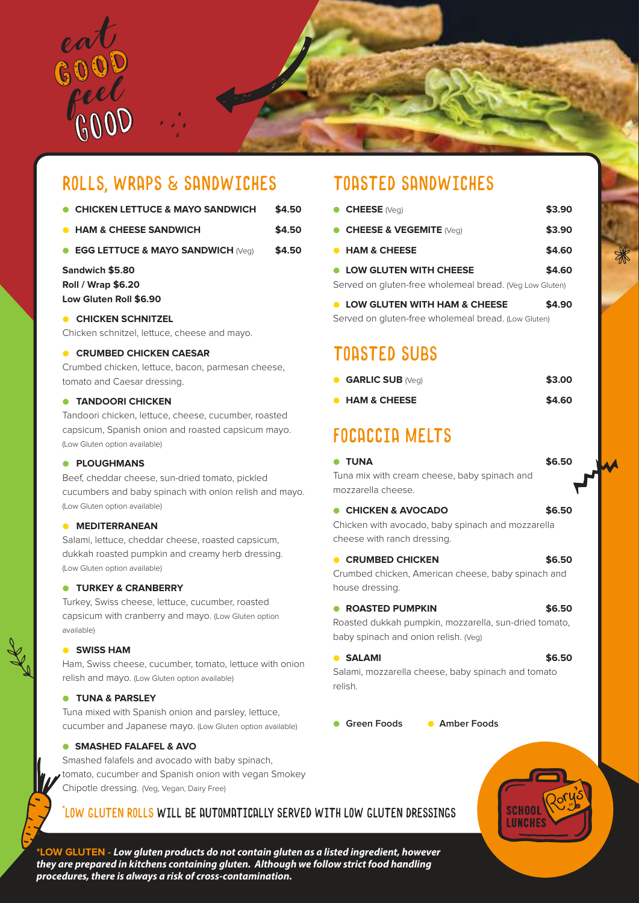eat GOOD feel GOOD

## ROLLS, WRAPS & SANDWICHES

- **CHICKEN LETTUCE & MAYO SANDWICH** — **$4.50**
- **HAM & CHEESE SANDWICH** — **$4.50**
- **EGG LETTUCE & MAYO SANDWICH** (Veg) — **$4.50**

**Sandwich $5.80**
**Roll / Wrap $6.20**
**Low Gluten Roll $6.90**

- **CHICKEN SCHNITZEL**
  Chicken schnitzel, lettuce, cheese and mayo.
- **CRUMBED CHICKEN CAESAR**
  Crumbed chicken, lettuce, bacon, parmesan cheese, tomato and Caesar dressing.
- **TANDOORI CHICKEN**
  Tandoori chicken, lettuce, cheese, cucumber, roasted capsicum, Spanish onion and roasted capsicum mayo. (Low Gluten option available)
- **PLOUGHMANS**
  Beef, cheddar cheese, sun-dried tomato, pickled cucumbers and baby spinach with onion relish and mayo. (Low Gluten option available)
- **MEDITERRANEAN**
  Salami, lettuce, cheddar cheese, roasted capsicum, dukkah roasted pumpkin and creamy herb dressing. (Low Gluten option available)
- **TURKEY & CRANBERRY**
  Turkey, Swiss cheese, lettuce, cucumber, roasted capsicum with cranberry and mayo. (Low Gluten option available)
- **SWISS HAM**
  Ham, Swiss cheese, cucumber, tomato, lettuce with onion relish and mayo. (Low Gluten option available)
- **TUNA & PARSLEY**
  Tuna mixed with Spanish onion and parsley, lettuce, cucumber and Japanese mayo. (Low Gluten option available)
- **SMASHED FALAFEL & AVO**
  Smashed falafels and avocado with baby spinach, tomato, cucumber and Spanish onion with vegan Smokey Chipotle dressing. (Veg, Vegan, Dairy Free)

## TOASTED SANDWICHES

- **CHEESE** (Veg) — **$3.90**
- **CHEESE & VEGEMITE** (Veg) — **$3.90**
- **HAM & CHEESE** — **$4.60**
- **LOW GLUTEN WITH CHEESE** — **$4.60**
  Served on gluten-free wholemeal bread. (Veg Low Gluten)
- **LOW GLUTEN WITH HAM & CHEESE** — **$4.90**
  Served on gluten-free wholemeal bread. (Low Gluten)

## TOASTED SUBS

- **GARLIC SUB** (Veg) — **$3.00**
- **HAM & CHEESE** — **$4.60**

## FOCACCIA MELTS

- **TUNA** — **$6.50**
  Tuna mix with cream cheese, baby spinach and mozzarella cheese.
- **CHICKEN & AVOCADO** — **$6.50**
  Chicken with avocado, baby spinach and mozzarella cheese with ranch dressing.
- **CRUMBED CHICKEN** — **$6.50**
  Crumbed chicken, American cheese, baby spinach and house dressing.
- **ROASTED PUMPKIN** — **$6.50**
  Roasted dukkah pumpkin, mozzarella, sun-dried tomato, baby spinach and onion relish. (Veg)
- **SALAMI** — **$6.50**
  Salami, mozzarella cheese, baby spinach and tomato relish.

● **Green Foods** ● **Amber Foods**

*LOW GLUTEN ROLLS WILL BE AUTOMATICALLY SERVED WITH LOW GLUTEN DRESSINGS

**\*LOW GLUTEN -** ***Low gluten products do not contain gluten as a listed ingredient, however they are prepared in kitchens containing gluten. Although we follow strict food handling procedures, there is always a risk of cross-contamination.***

Rory's SCHOOL LUNCHES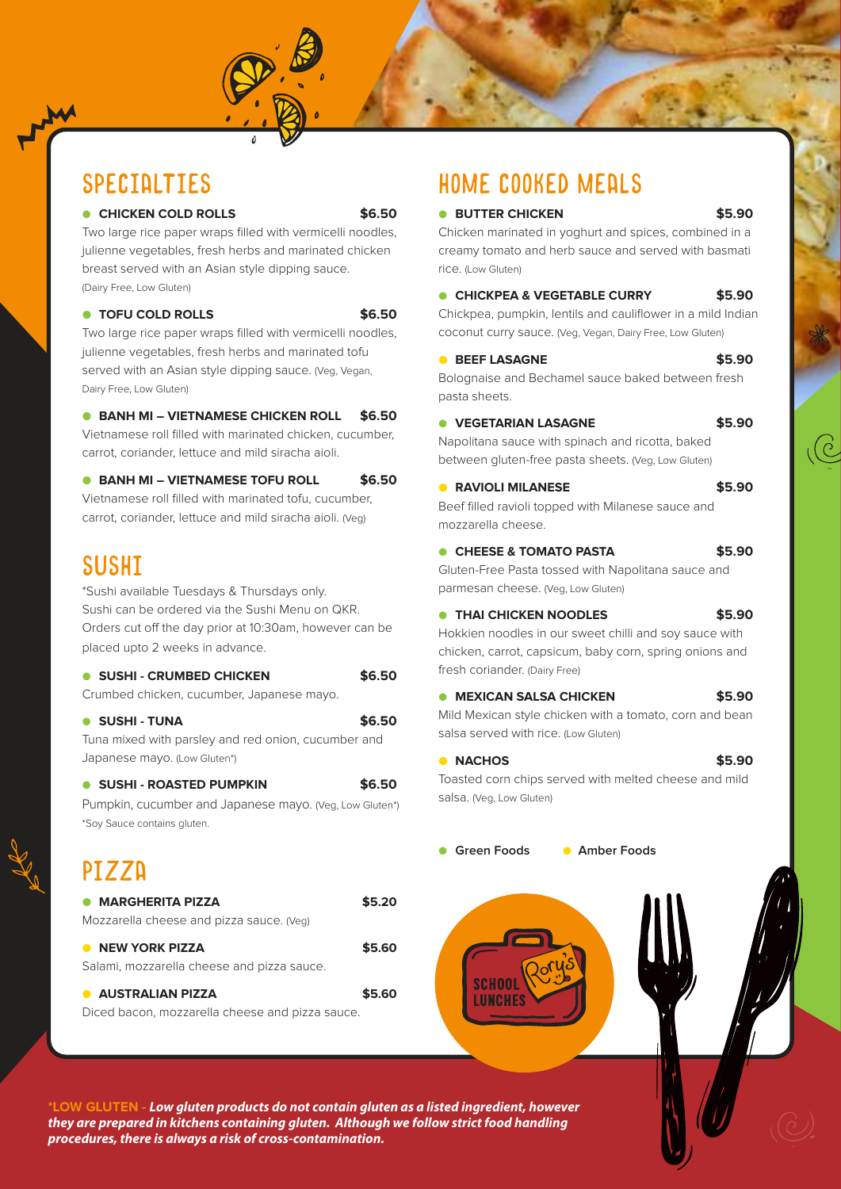## SPECIALTIES

- **CHICKEN COLD ROLLS** **$6.50**
  Two large rice paper wraps filled with vermicelli noodles, julienne vegetables, fresh herbs and marinated chicken breast served with an Asian style dipping sauce. (Dairy Free, Low Gluten)

- **TOFU COLD ROLLS** **$6.50**
  Two large rice paper wraps filled with vermicelli noodles, julienne vegetables, fresh herbs and marinated tofu served with an Asian style dipping sauce. (Veg, Vegan, Dairy Free, Low Gluten)

- **BANH MI – VIETNAMESE CHICKEN ROLL** **$6.50**
  Vietnamese roll filled with marinated chicken, cucumber, carrot, coriander, lettuce and mild siracha aioli.

- **BANH MI – VIETNAMESE TOFU ROLL** **$6.50**
  Vietnamese roll filled with marinated tofu, cucumber, carrot, coriander, lettuce and mild siracha aioli. (Veg)

## SUSHI

*Sushi available Tuesdays & Thursdays only.
Sushi can be ordered via the Sushi Menu on QKR.
Orders cut off the day prior at 10:30am, however can be placed upto 2 weeks in advance.

- **SUSHI - CRUMBED CHICKEN** **$6.50**
  Crumbed chicken, cucumber, Japanese mayo.

- **SUSHI - TUNA** **$6.50**
  Tuna mixed with parsley and red onion, cucumber and Japanese mayo. (Low Gluten*)

- **SUSHI - ROASTED PUMPKIN** **$6.50**
  Pumpkin, cucumber and Japanese mayo. (Veg, Low Gluten*)

*Soy Sauce contains gluten.

## PIZZA

- **MARGHERITA PIZZA** **$5.20**
  Mozzarella cheese and pizza sauce. (Veg)

- **NEW YORK PIZZA** **$5.60**
  Salami, mozzarella cheese and pizza sauce.

- **AUSTRALIAN PIZZA** **$5.60**
  Diced bacon, mozzarella cheese and pizza sauce.

## HOME COOKED MEALS

- **BUTTER CHICKEN** **$5.90**
  Chicken marinated in yoghurt and spices, combined in a creamy tomato and herb sauce and served with basmati rice. (Low Gluten)

- **CHICKPEA & VEGETABLE CURRY** **$5.90**
  Chickpea, pumpkin, lentils and cauliflower in a mild Indian coconut curry sauce. (Veg, Vegan, Dairy Free, Low Gluten)

- **BEEF LASAGNE** **$5.90**
  Bolognaise and Bechamel sauce baked between fresh pasta sheets.

- **VEGETARIAN LASAGNE** **$5.90**
  Napolitana sauce with spinach and ricotta, baked between gluten-free pasta sheets. (Veg, Low Gluten)

- **RAVIOLI MILANESE** **$5.90**
  Beef filled ravioli topped with Milanese sauce and mozzarella cheese.

- **CHEESE & TOMATO PASTA** **$5.90**
  Gluten-Free Pasta tossed with Napolitana sauce and parmesan cheese. (Veg, Low Gluten)

- **THAI CHICKEN NOODLES** **$5.90**
  Hokkien noodles in our sweet chilli and soy sauce with chicken, carrot, capsicum, baby corn, spring onions and fresh coriander. (Dairy Free)

- **MEXICAN SALSA CHICKEN** **$5.90**
  Mild Mexican style chicken with a tomato, corn and bean salsa served with rice. (Low Gluten)

- **NACHOS** **$5.90**
  Toasted corn chips served with melted cheese and mild salsa. (Veg, Low Gluten)

● Green Foods ● Amber Foods

SCHOOL LUNCHES Rory's

***LOW GLUTEN** - Low gluten products do not contain gluten as a listed ingredient, however they are prepared in kitchens containing gluten. Although we follow strict food handling procedures, there is always a risk of cross-contamination.*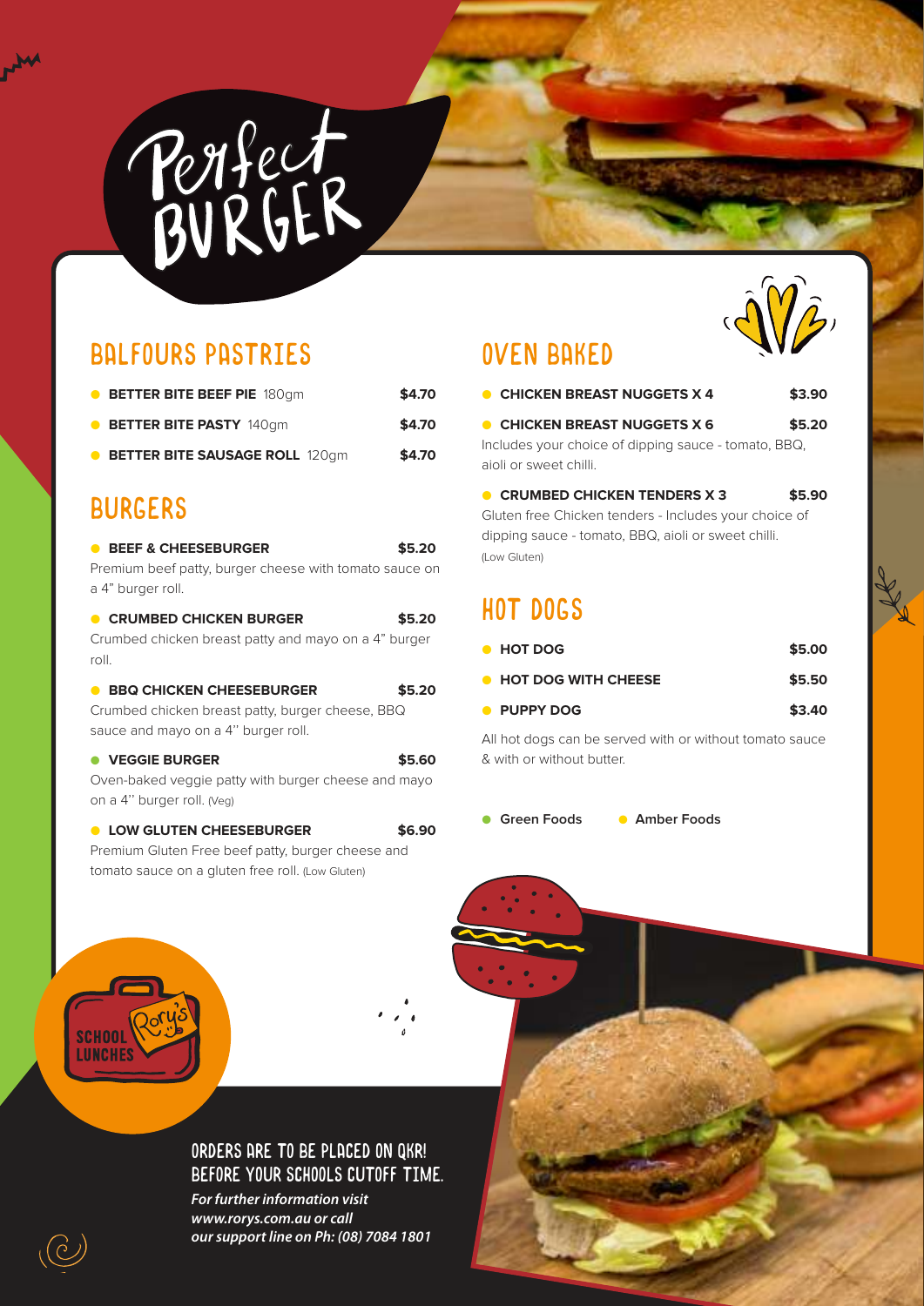# Perfect BURGER

## BALFOURS PASTRIES

- **BETTER BITE BEEF PIE** 180gm **$4.70**
- **BETTER BITE PASTY** 140gm **$4.70**
- **BETTER BITE SAUSAGE ROLL** 120gm **$4.70**

## BURGERS

- **BEEF & CHEESEBURGER** **$5.20**
  Premium beef patty, burger cheese with tomato sauce on a 4" burger roll.
- **CRUMBED CHICKEN BURGER** **$5.20**
  Crumbed chicken breast patty and mayo on a 4" burger roll.
- **BBQ CHICKEN CHEESEBURGER** **$5.20**
  Crumbed chicken breast patty, burger cheese, BBQ sauce and mayo on a 4" burger roll.
- **VEGGIE BURGER** **$5.60**
  Oven-baked veggie patty with burger cheese and mayo on a 4" burger roll. (Veg)
- **LOW GLUTEN CHEESEBURGER** **$6.90**
  Premium Gluten Free beef patty, burger cheese and tomato sauce on a gluten free roll. (Low Gluten)

## OVEN BAKED

- **CHICKEN BREAST NUGGETS X 4** **$3.90**
- **CHICKEN BREAST NUGGETS X 6** **$5.20**
  Includes your choice of dipping sauce - tomato, BBQ, aioli or sweet chilli.
- **CRUMBED CHICKEN TENDERS X 3** **$5.90**
  Gluten free Chicken tenders - Includes your choice of dipping sauce - tomato, BBQ, aioli or sweet chilli. (Low Gluten)

## HOT DOGS

- **HOT DOG** **$5.00**
- **HOT DOG WITH CHEESE** **$5.50**
- **PUPPY DOG** **$3.40**

All hot dogs can be served with or without tomato sauce & with or without butter.

- Green Foods
- Amber Foods

SCHOOL LUNCHES Rory's

ORDERS ARE TO BE PLACED ON QKR! BEFORE YOUR SCHOOLS CUTOFF TIME.

*For further information visit www.rorys.com.au or call our support line on Ph: (08) 7084 1801*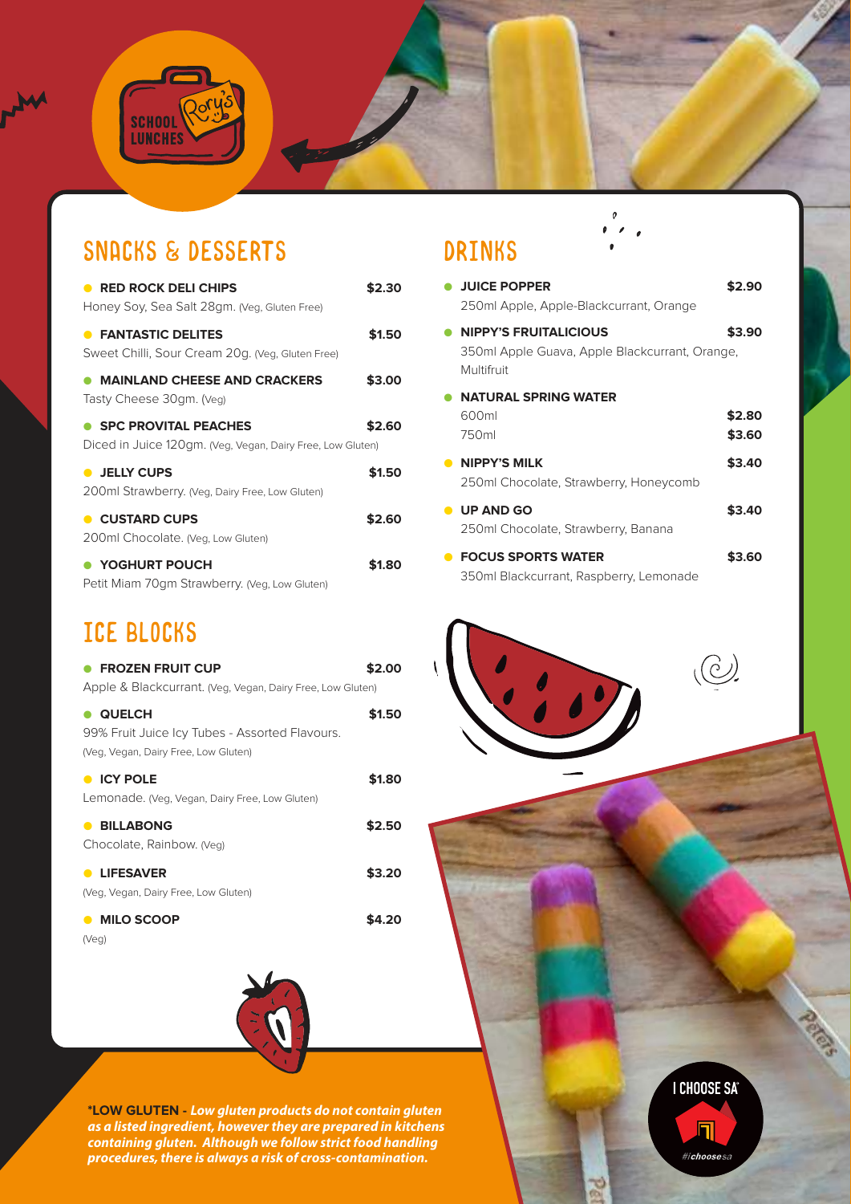SCHOOL LUNCHES

Rory's

## SNACKS & DESSERTS

**RED ROCK DELI CHIPS** — **$2.30**
Honey Soy, Sea Salt 28gm. (Veg, Gluten Free)

**FANTASTIC DELITES** — **$1.50**
Sweet Chilli, Sour Cream 20g. (Veg, Gluten Free)

**MAINLAND CHEESE AND CRACKERS** — **$3.00**
Tasty Cheese 30gm. (Veg)

**SPC PROVITAL PEACHES** — **$2.60**
Diced in Juice 120gm. (Veg, Vegan, Dairy Free, Low Gluten)

**JELLY CUPS** — **$1.50**
200ml Strawberry. (Veg, Dairy Free, Low Gluten)

**CUSTARD CUPS** — **$2.60**
200ml Chocolate. (Veg, Low Gluten)

**YOGHURT POUCH** — **$1.80**
Petit Miam 70gm Strawberry. (Veg, Low Gluten)

## ICE BLOCKS

**FROZEN FRUIT CUP** — **$2.00**
Apple & Blackcurrant. (Veg, Vegan, Dairy Free, Low Gluten)

**QUELCH** — **$1.50**
99% Fruit Juice Icy Tubes - Assorted Flavours.
(Veg, Vegan, Dairy Free, Low Gluten)

**ICY POLE** — **$1.80**
Lemonade. (Veg, Vegan, Dairy Free, Low Gluten)

**BILLABONG** — **$2.50**
Chocolate, Rainbow. (Veg)

**LIFESAVER** — **$3.20**
(Veg, Vegan, Dairy Free, Low Gluten)

**MILO SCOOP** — **$4.20**
(Veg)

## DRINKS

**JUICE POPPER** — **$2.90**
250ml Apple, Apple-Blackcurrant, Orange

**NIPPY'S FRUITALICIOUS** — **$3.90**
350ml Apple Guava, Apple Blackcurrant, Orange, Multifruit

**NATURAL SPRING WATER**
600ml — **$2.80**
750ml — **$3.60**

**NIPPY'S MILK** — **$3.40**
250ml Chocolate, Strawberry, Honeycomb

**UP AND GO** — **$3.40**
250ml Chocolate, Strawberry, Banana

**FOCUS SPORTS WATER** — **$3.60**
350ml Blackcurrant, Raspberry, Lemonade

***LOW GLUTEN -** ***Low gluten products do not contain gluten as a listed ingredient, however they are prepared in kitchens containing gluten. Although we follow strict food handling procedures, there is always a risk of cross-contamination.***

I CHOOSE SA
#ichoosesa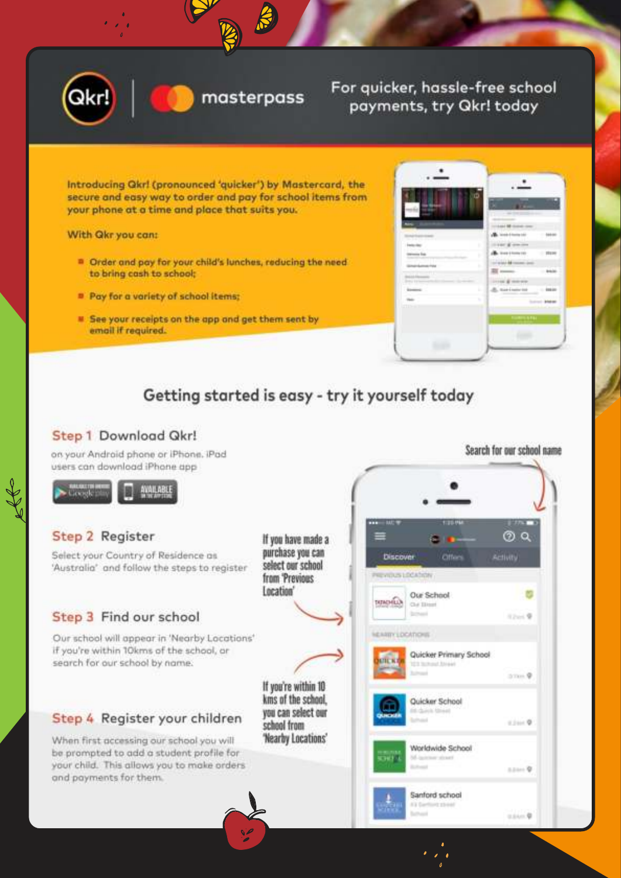Qkr! | masterpass

## For quicker, hassle-free school payments, try Qkr! today

Introducing Qkr! (pronounced 'quicker') by Mastercard, the secure and easy way to order and pay for school items from your phone at a time and place that suits you.

With Qkr you can:

- Order and pay for your child's lunches, reducing the need to bring cash to school;
- Pay for a variety of school items;
- See your receipts on the app and get them sent by email if required.

## Getting started is easy - try it yourself today

### Step 1 Download Qkr!

on your Android phone or iPhone. iPad users can download iPhone app

### Step 2 Register

Select your Country of Residence as 'Australia' and follow the steps to register

### Step 3 Find our school

Our school will appear in 'Nearby Locations' if you're within 10kms of the school, or search for our school by name.

### Step 4 Register your children

When first accessing our school you will be prompted to add a student profile for your child. This allows you to make orders and payments for them.

Search for our school name

If you have made a purchase you can select our school from 'Previous Location'

If you're within 10 kms of the school, you can select our school from 'Nearby Locations'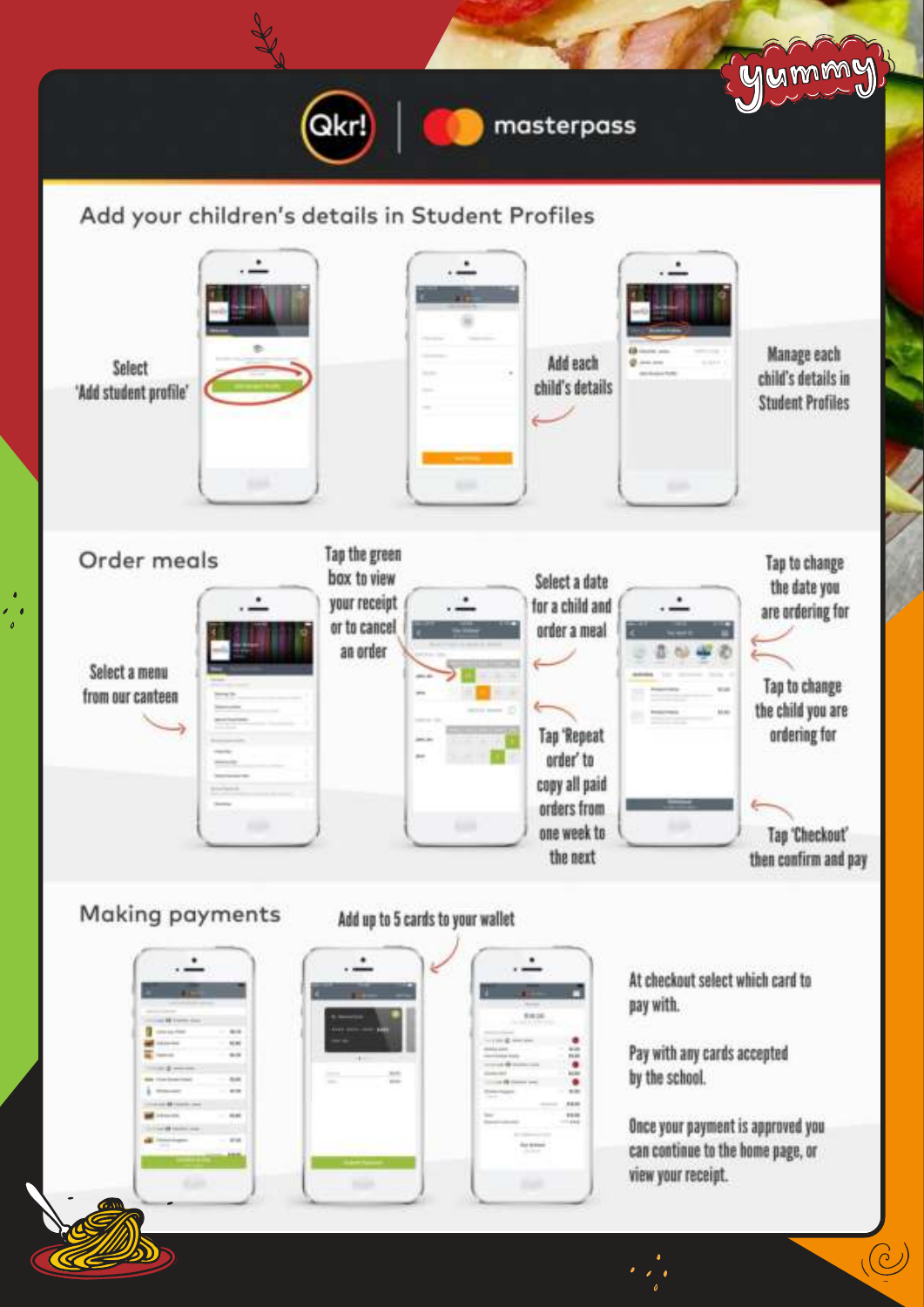Qkr! | masterpass

yummy

## Add your children's details in Student Profiles

Select 'Add student profile'

Add each child's details

Manage each child's details in Student Profiles

## Order meals

Select a menu from our canteen

Tap the green box to view your receipt or to cancel an order

Select a date for a child and order a meal

Tap 'Repeat order' to copy all paid orders from one week to the next

Tap to change the date you are ordering for

Tap to change the child you are ordering for

Tap 'Checkout' then confirm and pay

## Making payments

Add up to 5 cards to your wallet

At checkout select which card to pay with.

Pay with any cards accepted by the school.

Once your payment is approved you can continue to the home page, or view your receipt.